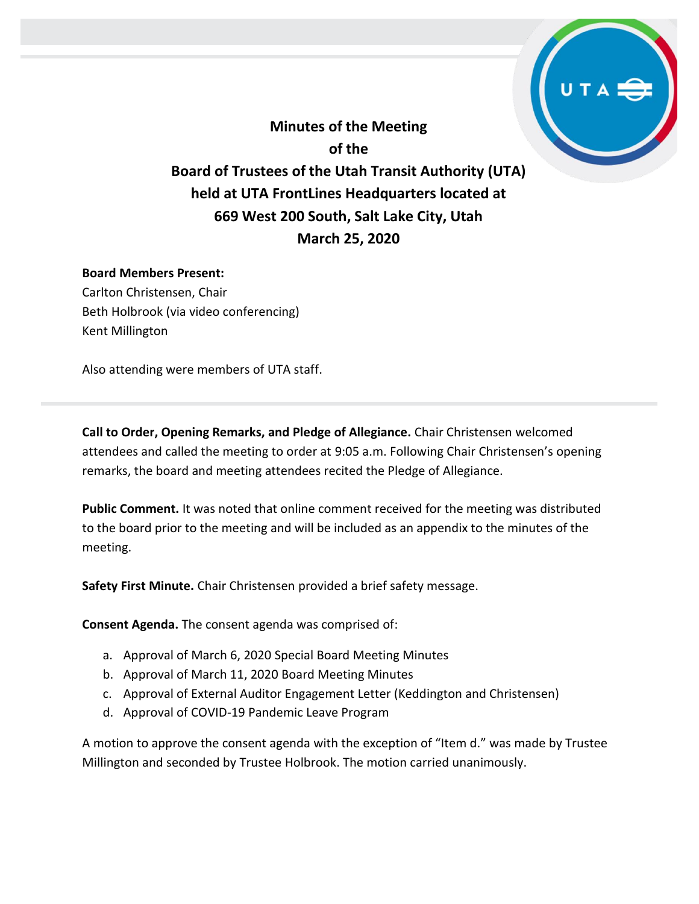# Minutes of the Meeting of the Board of Trustees of the Utah Transit Authority (UTA) held at UTA FrontLines Headquarters located at 669 West 200 South, Salt Lake City, Utah March 25, 2020

**Board Members Present:**
Carlton Christensen, Chair
Beth Holbrook (via video conferencing)
Kent Millington

Also attending were members of UTA staff.

**Call to Order, Opening Remarks, and Pledge of Allegiance.** Chair Christensen welcomed attendees and called the meeting to order at 9:05 a.m. Following Chair Christensen's opening remarks, the board and meeting attendees recited the Pledge of Allegiance.

**Public Comment.** It was noted that online comment received for the meeting was distributed to the board prior to the meeting and will be included as an appendix to the minutes of the meeting.

**Safety First Minute.** Chair Christensen provided a brief safety message.

**Consent Agenda.** The consent agenda was comprised of:

a. Approval of March 6, 2020 Special Board Meeting Minutes
b. Approval of March 11, 2020 Board Meeting Minutes
c. Approval of External Auditor Engagement Letter (Keddington and Christensen)
d. Approval of COVID-19 Pandemic Leave Program

A motion to approve the consent agenda with the exception of "Item d." was made by Trustee Millington and seconded by Trustee Holbrook. The motion carried unanimously.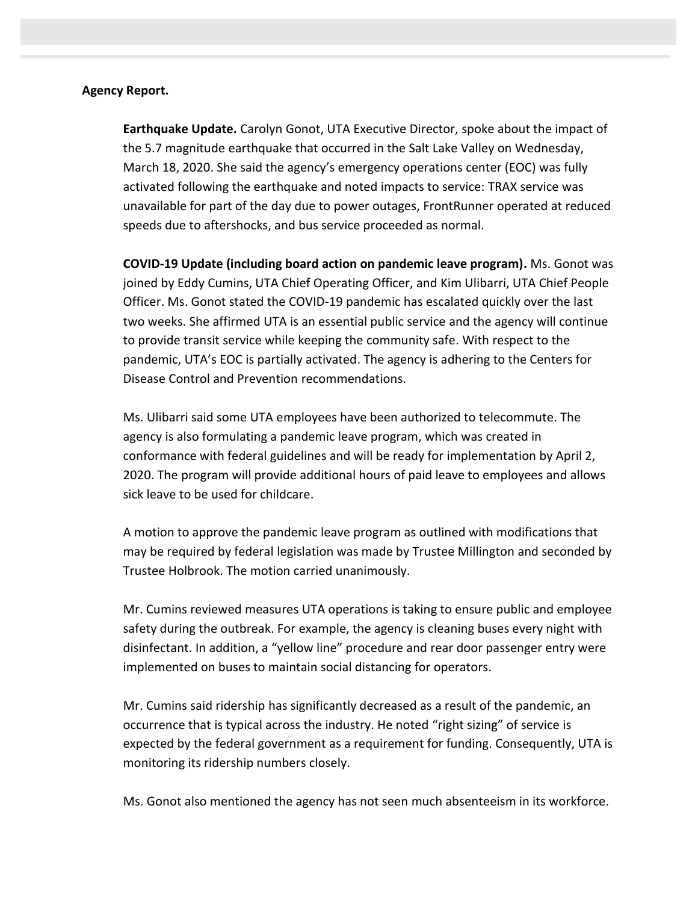**Agency Report.**

**Earthquake Update.** Carolyn Gonot, UTA Executive Director, spoke about the impact of the 5.7 magnitude earthquake that occurred in the Salt Lake Valley on Wednesday, March 18, 2020. She said the agency's emergency operations center (EOC) was fully activated following the earthquake and noted impacts to service: TRAX service was unavailable for part of the day due to power outages, FrontRunner operated at reduced speeds due to aftershocks, and bus service proceeded as normal.

**COVID-19 Update (including board action on pandemic leave program).** Ms. Gonot was joined by Eddy Cumins, UTA Chief Operating Officer, and Kim Ulibarri, UTA Chief People Officer. Ms. Gonot stated the COVID-19 pandemic has escalated quickly over the last two weeks. She affirmed UTA is an essential public service and the agency will continue to provide transit service while keeping the community safe. With respect to the pandemic, UTA's EOC is partially activated. The agency is adhering to the Centers for Disease Control and Prevention recommendations.

Ms. Ulibarri said some UTA employees have been authorized to telecommute. The agency is also formulating a pandemic leave program, which was created in conformance with federal guidelines and will be ready for implementation by April 2, 2020. The program will provide additional hours of paid leave to employees and allows sick leave to be used for childcare.

A motion to approve the pandemic leave program as outlined with modifications that may be required by federal legislation was made by Trustee Millington and seconded by Trustee Holbrook. The motion carried unanimously.

Mr. Cumins reviewed measures UTA operations is taking to ensure public and employee safety during the outbreak. For example, the agency is cleaning buses every night with disinfectant. In addition, a "yellow line" procedure and rear door passenger entry were implemented on buses to maintain social distancing for operators.

Mr. Cumins said ridership has significantly decreased as a result of the pandemic, an occurrence that is typical across the industry. He noted "right sizing" of service is expected by the federal government as a requirement for funding. Consequently, UTA is monitoring its ridership numbers closely.

Ms. Gonot also mentioned the agency has not seen much absenteeism in its workforce.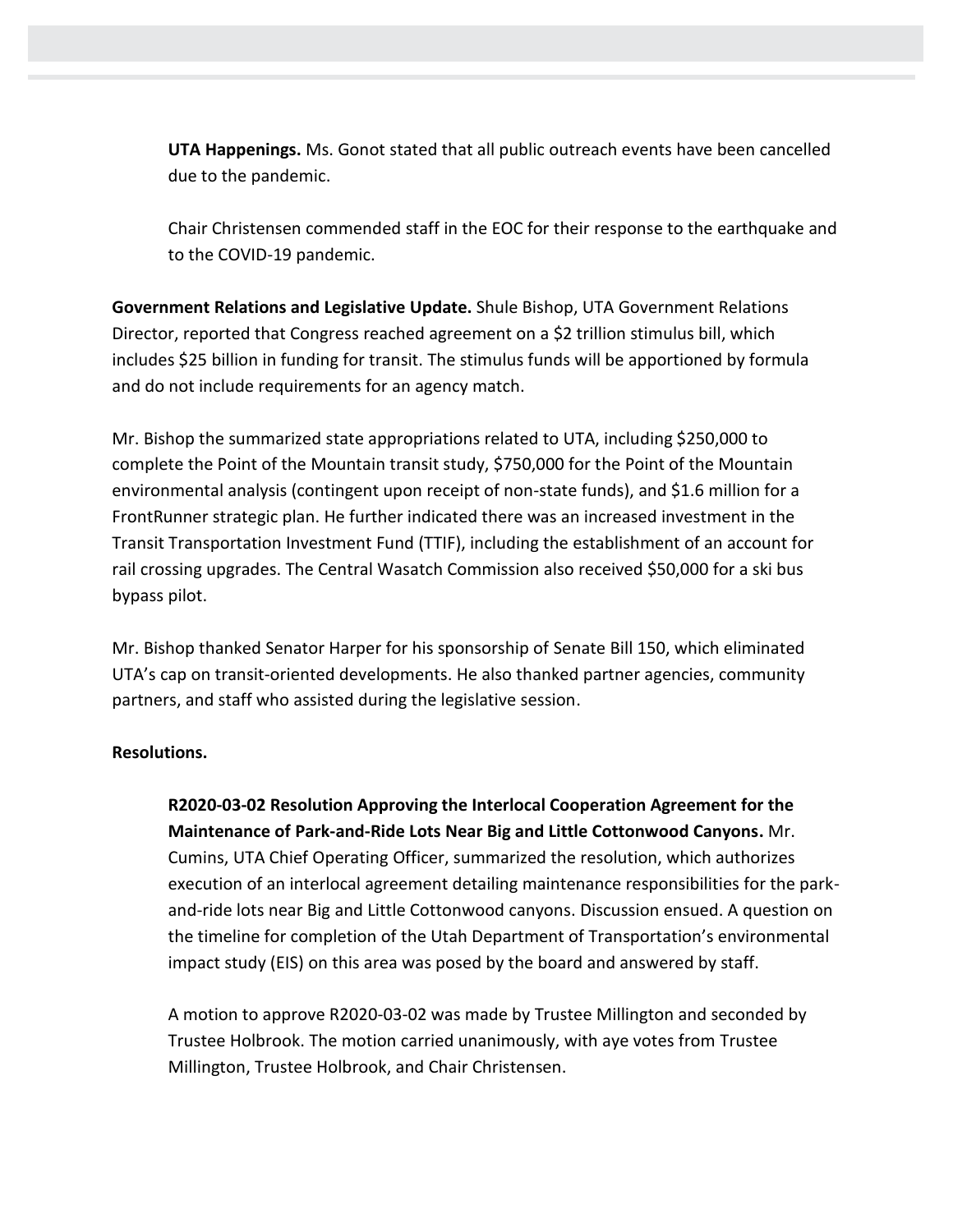**UTA Happenings.** Ms. Gonot stated that all public outreach events have been cancelled due to the pandemic.

Chair Christensen commended staff in the EOC for their response to the earthquake and to the COVID-19 pandemic.

**Government Relations and Legislative Update.** Shule Bishop, UTA Government Relations Director, reported that Congress reached agreement on a $2 trillion stimulus bill, which includes $25 billion in funding for transit. The stimulus funds will be apportioned by formula and do not include requirements for an agency match.

Mr. Bishop the summarized state appropriations related to UTA, including $250,000 to complete the Point of the Mountain transit study, $750,000 for the Point of the Mountain environmental analysis (contingent upon receipt of non-state funds), and $1.6 million for a FrontRunner strategic plan. He further indicated there was an increased investment in the Transit Transportation Investment Fund (TTIF), including the establishment of an account for rail crossing upgrades. The Central Wasatch Commission also received $50,000 for a ski bus bypass pilot.

Mr. Bishop thanked Senator Harper for his sponsorship of Senate Bill 150, which eliminated UTA's cap on transit-oriented developments. He also thanked partner agencies, community partners, and staff who assisted during the legislative session.

**Resolutions.**

**R2020-03-02 Resolution Approving the Interlocal Cooperation Agreement for the Maintenance of Park-and-Ride Lots Near Big and Little Cottonwood Canyons.** Mr. Cumins, UTA Chief Operating Officer, summarized the resolution, which authorizes execution of an interlocal agreement detailing maintenance responsibilities for the park-and-ride lots near Big and Little Cottonwood canyons. Discussion ensued. A question on the timeline for completion of the Utah Department of Transportation's environmental impact study (EIS) on this area was posed by the board and answered by staff.

A motion to approve R2020-03-02 was made by Trustee Millington and seconded by Trustee Holbrook. The motion carried unanimously, with aye votes from Trustee Millington, Trustee Holbrook, and Chair Christensen.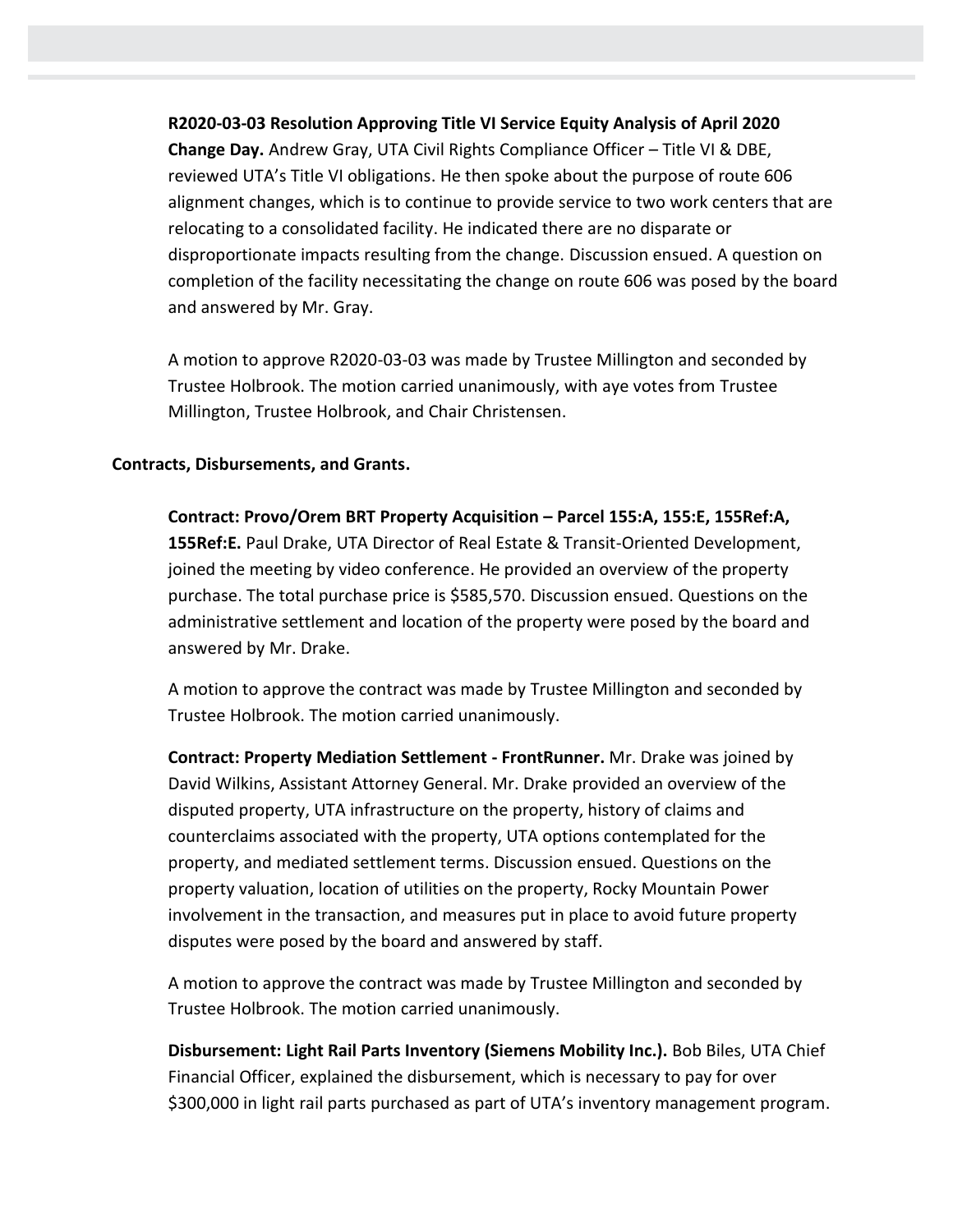**R2020-03-03 Resolution Approving Title VI Service Equity Analysis of April 2020 Change Day.** Andrew Gray, UTA Civil Rights Compliance Officer – Title VI & DBE, reviewed UTA's Title VI obligations. He then spoke about the purpose of route 606 alignment changes, which is to continue to provide service to two work centers that are relocating to a consolidated facility. He indicated there are no disparate or disproportionate impacts resulting from the change. Discussion ensued. A question on completion of the facility necessitating the change on route 606 was posed by the board and answered by Mr. Gray.

A motion to approve R2020-03-03 was made by Trustee Millington and seconded by Trustee Holbrook. The motion carried unanimously, with aye votes from Trustee Millington, Trustee Holbrook, and Chair Christensen.

**Contracts, Disbursements, and Grants.**

**Contract: Provo/Orem BRT Property Acquisition – Parcel 155:A, 155:E, 155Ref:A, 155Ref:E.** Paul Drake, UTA Director of Real Estate & Transit-Oriented Development, joined the meeting by video conference. He provided an overview of the property purchase. The total purchase price is $585,570. Discussion ensued. Questions on the administrative settlement and location of the property were posed by the board and answered by Mr. Drake.

A motion to approve the contract was made by Trustee Millington and seconded by Trustee Holbrook. The motion carried unanimously.

**Contract: Property Mediation Settlement - FrontRunner.** Mr. Drake was joined by David Wilkins, Assistant Attorney General. Mr. Drake provided an overview of the disputed property, UTA infrastructure on the property, history of claims and counterclaims associated with the property, UTA options contemplated for the property, and mediated settlement terms. Discussion ensued. Questions on the property valuation, location of utilities on the property, Rocky Mountain Power involvement in the transaction, and measures put in place to avoid future property disputes were posed by the board and answered by staff.

A motion to approve the contract was made by Trustee Millington and seconded by Trustee Holbrook. The motion carried unanimously.

**Disbursement: Light Rail Parts Inventory (Siemens Mobility Inc.).** Bob Biles, UTA Chief Financial Officer, explained the disbursement, which is necessary to pay for over $300,000 in light rail parts purchased as part of UTA's inventory management program.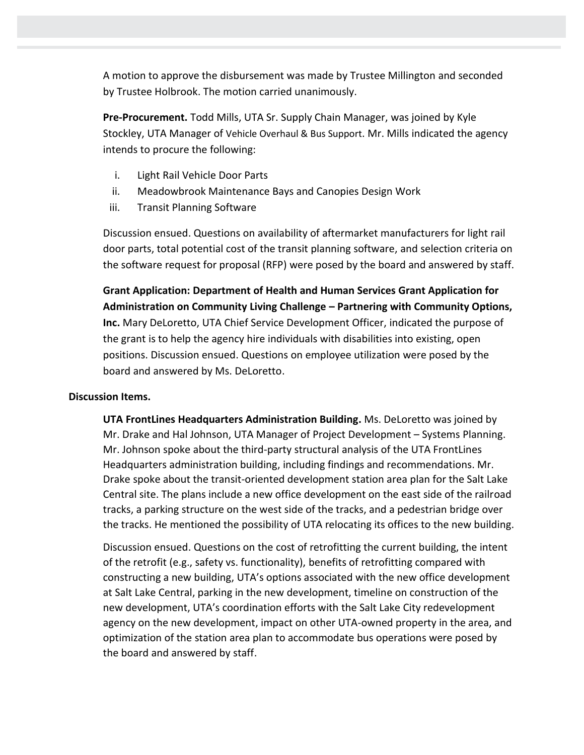A motion to approve the disbursement was made by Trustee Millington and seconded by Trustee Holbrook. The motion carried unanimously.

**Pre-Procurement.** Todd Mills, UTA Sr. Supply Chain Manager, was joined by Kyle Stockley, UTA Manager of Vehicle Overhaul & Bus Support. Mr. Mills indicated the agency intends to procure the following:

i. Light Rail Vehicle Door Parts
ii. Meadowbrook Maintenance Bays and Canopies Design Work
iii. Transit Planning Software

Discussion ensued. Questions on availability of aftermarket manufacturers for light rail door parts, total potential cost of the transit planning software, and selection criteria on the software request for proposal (RFP) were posed by the board and answered by staff.

**Grant Application: Department of Health and Human Services Grant Application for Administration on Community Living Challenge – Partnering with Community Options, Inc.** Mary DeLoretto, UTA Chief Service Development Officer, indicated the purpose of the grant is to help the agency hire individuals with disabilities into existing, open positions. Discussion ensued. Questions on employee utilization were posed by the board and answered by Ms. DeLoretto.

**Discussion Items.**

**UTA FrontLines Headquarters Administration Building.** Ms. DeLoretto was joined by Mr. Drake and Hal Johnson, UTA Manager of Project Development – Systems Planning. Mr. Johnson spoke about the third-party structural analysis of the UTA FrontLines Headquarters administration building, including findings and recommendations. Mr. Drake spoke about the transit-oriented development station area plan for the Salt Lake Central site. The plans include a new office development on the east side of the railroad tracks, a parking structure on the west side of the tracks, and a pedestrian bridge over the tracks. He mentioned the possibility of UTA relocating its offices to the new building.

Discussion ensued. Questions on the cost of retrofitting the current building, the intent of the retrofit (e.g., safety vs. functionality), benefits of retrofitting compared with constructing a new building, UTA's options associated with the new office development at Salt Lake Central, parking in the new development, timeline on construction of the new development, UTA's coordination efforts with the Salt Lake City redevelopment agency on the new development, impact on other UTA-owned property in the area, and optimization of the station area plan to accommodate bus operations were posed by the board and answered by staff.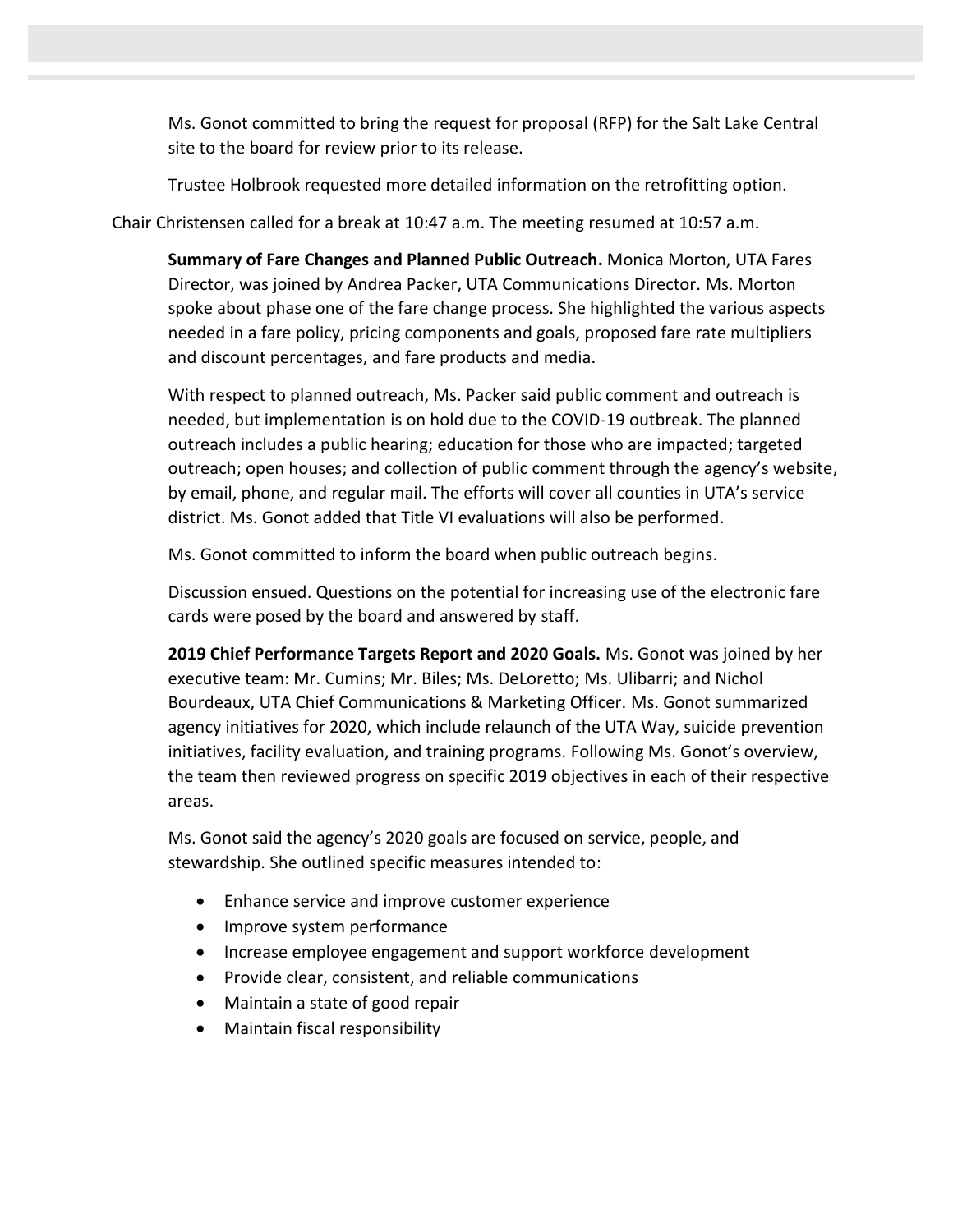Ms. Gonot committed to bring the request for proposal (RFP) for the Salt Lake Central site to the board for review prior to its release.

Trustee Holbrook requested more detailed information on the retrofitting option.

Chair Christensen called for a break at 10:47 a.m. The meeting resumed at 10:57 a.m.

**Summary of Fare Changes and Planned Public Outreach.** Monica Morton, UTA Fares Director, was joined by Andrea Packer, UTA Communications Director. Ms. Morton spoke about phase one of the fare change process. She highlighted the various aspects needed in a fare policy, pricing components and goals, proposed fare rate multipliers and discount percentages, and fare products and media.

With respect to planned outreach, Ms. Packer said public comment and outreach is needed, but implementation is on hold due to the COVID-19 outbreak. The planned outreach includes a public hearing; education for those who are impacted; targeted outreach; open houses; and collection of public comment through the agency's website, by email, phone, and regular mail. The efforts will cover all counties in UTA's service district. Ms. Gonot added that Title VI evaluations will also be performed.

Ms. Gonot committed to inform the board when public outreach begins.

Discussion ensued. Questions on the potential for increasing use of the electronic fare cards were posed by the board and answered by staff.

**2019 Chief Performance Targets Report and 2020 Goals.** Ms. Gonot was joined by her executive team: Mr. Cumins; Mr. Biles; Ms. DeLoretto; Ms. Ulibarri; and Nichol Bourdeaux, UTA Chief Communications & Marketing Officer. Ms. Gonot summarized agency initiatives for 2020, which include relaunch of the UTA Way, suicide prevention initiatives, facility evaluation, and training programs. Following Ms. Gonot's overview, the team then reviewed progress on specific 2019 objectives in each of their respective areas.

Ms. Gonot said the agency's 2020 goals are focused on service, people, and stewardship. She outlined specific measures intended to:

- Enhance service and improve customer experience
- Improve system performance
- Increase employee engagement and support workforce development
- Provide clear, consistent, and reliable communications
- Maintain a state of good repair
- Maintain fiscal responsibility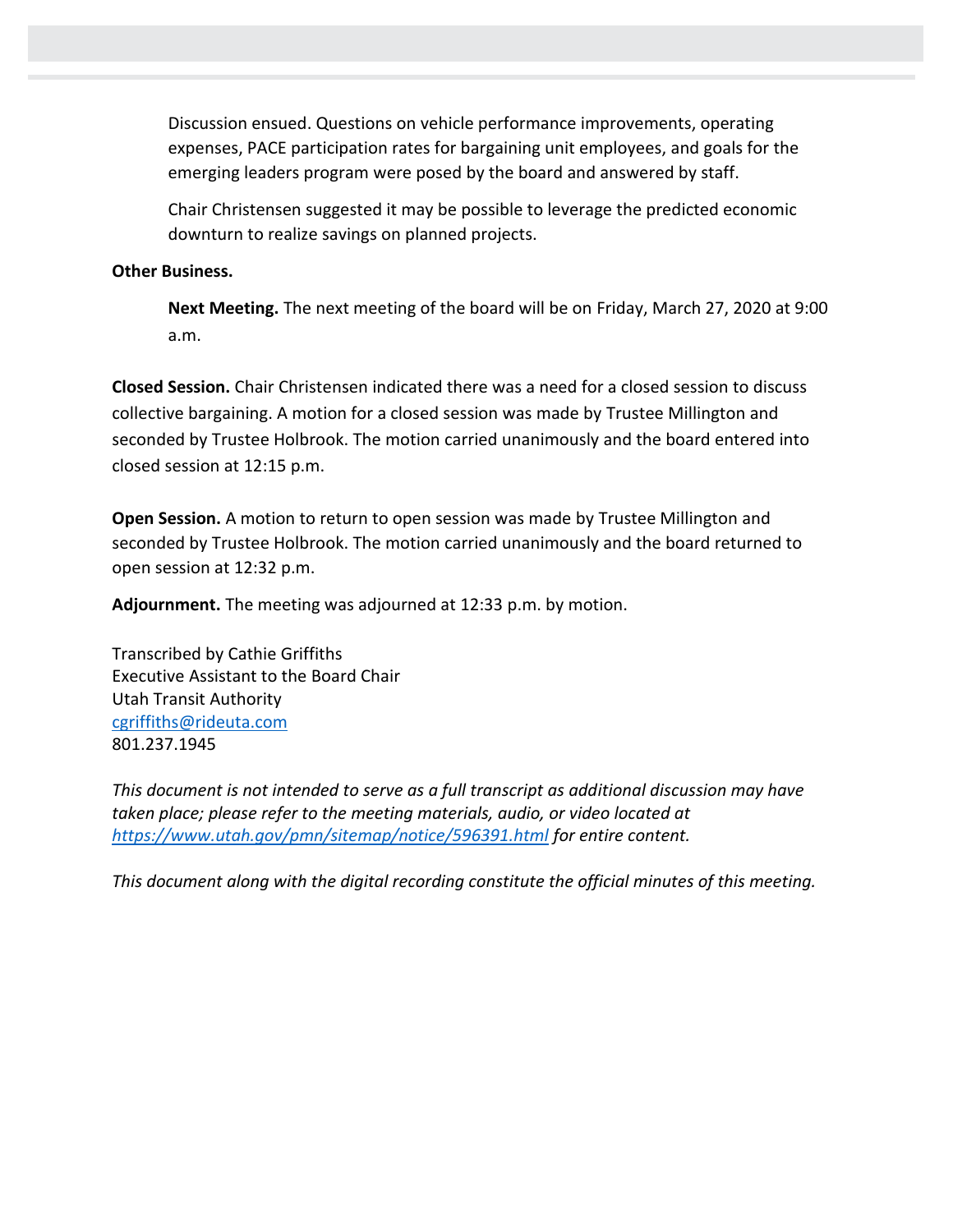Discussion ensued. Questions on vehicle performance improvements, operating expenses, PACE participation rates for bargaining unit employees, and goals for the emerging leaders program were posed by the board and answered by staff.

Chair Christensen suggested it may be possible to leverage the predicted economic downturn to realize savings on planned projects.

**Other Business.**

**Next Meeting.** The next meeting of the board will be on Friday, March 27, 2020 at 9:00 a.m.

**Closed Session.** Chair Christensen indicated there was a need for a closed session to discuss collective bargaining. A motion for a closed session was made by Trustee Millington and seconded by Trustee Holbrook. The motion carried unanimously and the board entered into closed session at 12:15 p.m.

**Open Session.** A motion to return to open session was made by Trustee Millington and seconded by Trustee Holbrook. The motion carried unanimously and the board returned to open session at 12:32 p.m.

**Adjournment.** The meeting was adjourned at 12:33 p.m. by motion.

Transcribed by Cathie Griffiths
Executive Assistant to the Board Chair
Utah Transit Authority
cgriffiths@rideuta.com
801.237.1945

*This document is not intended to serve as a full transcript as additional discussion may have taken place; please refer to the meeting materials, audio, or video located at https://www.utah.gov/pmn/sitemap/notice/596391.html for entire content.*

*This document along with the digital recording constitute the official minutes of this meeting.*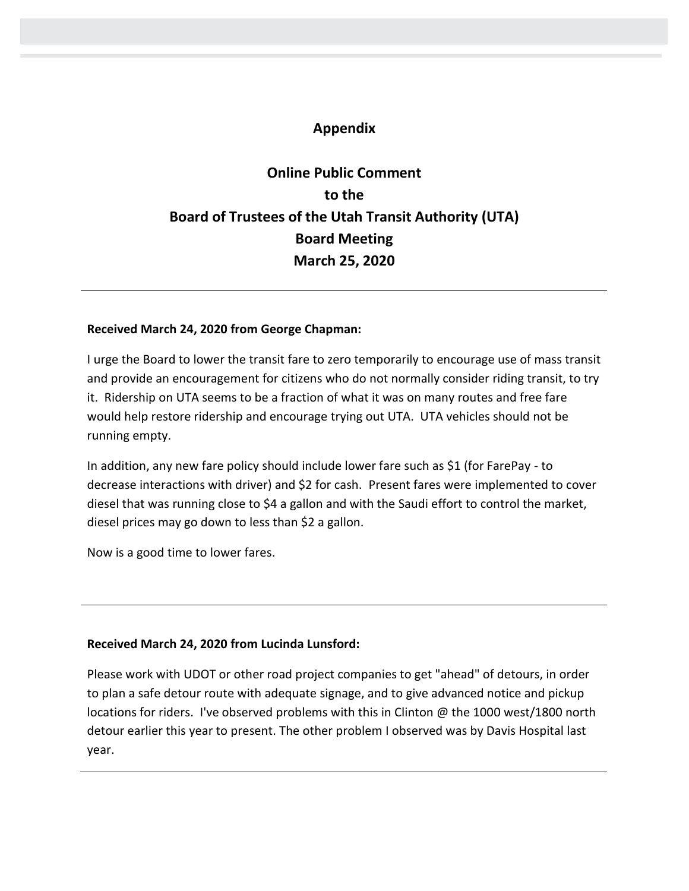# Appendix

## Online Public Comment to the Board of Trustees of the Utah Transit Authority (UTA) Board Meeting March 25, 2020

---

**Received March 24, 2020 from George Chapman:**

I urge the Board to lower the transit fare to zero temporarily to encourage use of mass transit and provide an encouragement for citizens who do not normally consider riding transit, to try it. Ridership on UTA seems to be a fraction of what it was on many routes and free fare would help restore ridership and encourage trying out UTA. UTA vehicles should not be running empty.

In addition, any new fare policy should include lower fare such as $1 (for FarePay - to decrease interactions with driver) and $2 for cash. Present fares were implemented to cover diesel that was running close to $4 a gallon and with the Saudi effort to control the market, diesel prices may go down to less than $2 a gallon.

Now is a good time to lower fares.

---

**Received March 24, 2020 from Lucinda Lunsford:**

Please work with UDOT or other road project companies to get "ahead" of detours, in order to plan a safe detour route with adequate signage, and to give advanced notice and pickup locations for riders. I've observed problems with this in Clinton @ the 1000 west/1800 north detour earlier this year to present. The other problem I observed was by Davis Hospital last year.

---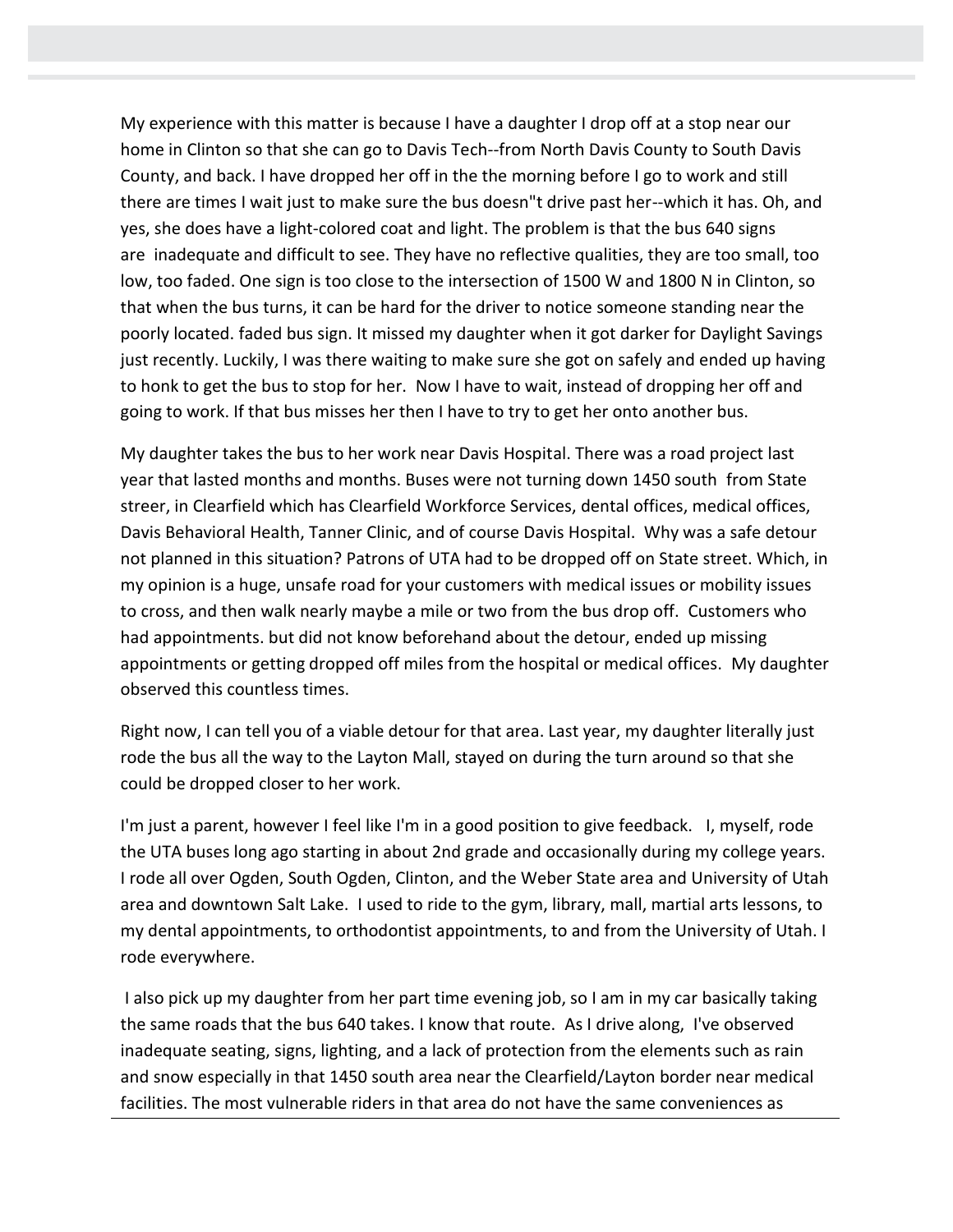My experience with this matter is because I have a daughter I drop off at a stop near our home in Clinton so that she can go to Davis Tech--from North Davis County to South Davis County, and back. I have dropped her off in the the morning before I go to work and still there are times I wait just to make sure the bus doesn"t drive past her--which it has. Oh, and yes, she does have a light-colored coat and light. The problem is that the bus 640 signs are inadequate and difficult to see. They have no reflective qualities, they are too small, too low, too faded. One sign is too close to the intersection of 1500 W and 1800 N in Clinton, so that when the bus turns, it can be hard for the driver to notice someone standing near the poorly located. faded bus sign. It missed my daughter when it got darker for Daylight Savings just recently. Luckily, I was there waiting to make sure she got on safely and ended up having to honk to get the bus to stop for her. Now I have to wait, instead of dropping her off and going to work. If that bus misses her then I have to try to get her onto another bus.

My daughter takes the bus to her work near Davis Hospital. There was a road project last year that lasted months and months. Buses were not turning down 1450 south from State streer, in Clearfield which has Clearfield Workforce Services, dental offices, medical offices, Davis Behavioral Health, Tanner Clinic, and of course Davis Hospital. Why was a safe detour not planned in this situation? Patrons of UTA had to be dropped off on State street. Which, in my opinion is a huge, unsafe road for your customers with medical issues or mobility issues to cross, and then walk nearly maybe a mile or two from the bus drop off. Customers who had appointments. but did not know beforehand about the detour, ended up missing appointments or getting dropped off miles from the hospital or medical offices. My daughter observed this countless times.

Right now, I can tell you of a viable detour for that area. Last year, my daughter literally just rode the bus all the way to the Layton Mall, stayed on during the turn around so that she could be dropped closer to her work.

I'm just a parent, however I feel like I'm in a good position to give feedback. I, myself, rode the UTA buses long ago starting in about 2nd grade and occasionally during my college years. I rode all over Ogden, South Ogden, Clinton, and the Weber State area and University of Utah area and downtown Salt Lake. I used to ride to the gym, library, mall, martial arts lessons, to my dental appointments, to orthodontist appointments, to and from the University of Utah. I rode everywhere.

I also pick up my daughter from her part time evening job, so I am in my car basically taking the same roads that the bus 640 takes. I know that route. As I drive along, I've observed inadequate seating, signs, lighting, and a lack of protection from the elements such as rain and snow especially in that 1450 south area near the Clearfield/Layton border near medical facilities. The most vulnerable riders in that area do not have the same conveniences as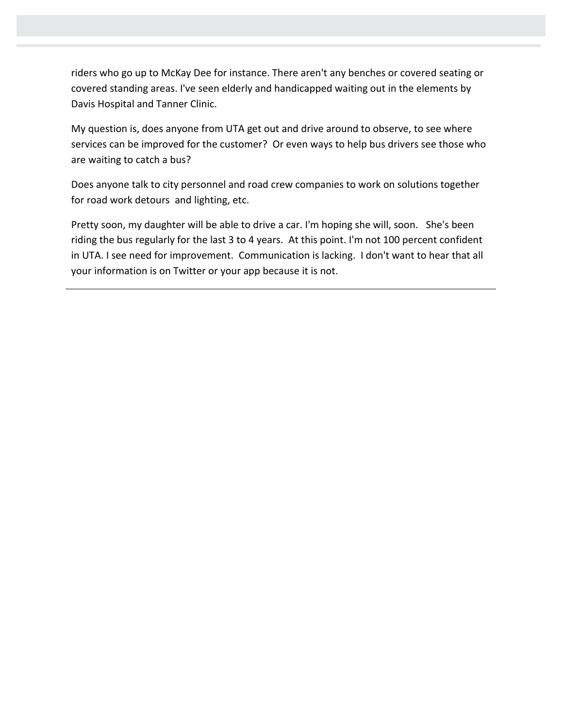riders who go up to McKay Dee for instance. There aren't any benches or covered seating or covered standing areas. I've seen elderly and handicapped waiting out in the elements by Davis Hospital and Tanner Clinic.

My question is, does anyone from UTA get out and drive around to observe, to see where services can be improved for the customer?  Or even ways to help bus drivers see those who are waiting to catch a bus?

Does anyone talk to city personnel and road crew companies to work on solutions together for road work detours  and lighting, etc.

Pretty soon, my daughter will be able to drive a car. I'm hoping she will, soon.   She's been riding the bus regularly for the last 3 to 4 years.  At this point. I'm not 100 percent confident in UTA. I see need for improvement.  Communication is lacking.  I don't want to hear that all your information is on Twitter or your app because it is not.

---